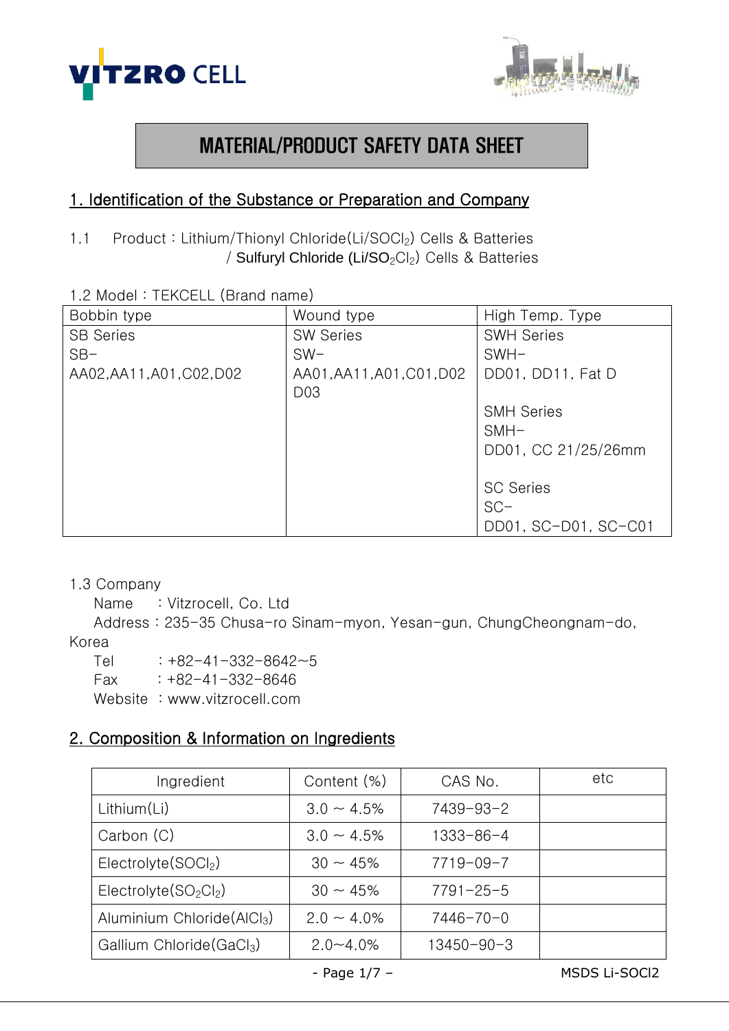VITZRO CELL

# MATERIAL/PRODUCT SAFETY DATA SHEET

## 1. Identification of the Substance or Preparation and Company

1.1 Product : Lithium/Thionyl Chloride(Li/$SOCl_2$) Cells & Batteries
/ Sulfuryl Chloride (Li/$SO_2Cl_2$) Cells & Batteries

1.2 Model : TEKCELL (Brand name)

| Bobbin type | Wound type | High Temp. Type |
|---|---|---|
| SB Series<br>SB-<br>AA02,AA11,A01,C02,D02 | SW Series<br>SW-<br>AA01,AA11,A01,C01,D02<br>D03 | SWH Series<br>SWH-<br>DD01, DD11, Fat D<br><br>SMH Series<br>SMH-<br>DD01, CC 21/25/26mm<br><br>SC Series<br>SC-<br>DD01, SC-D01, SC-C01 |

1.3 Company

Name : Vitzrocell, Co. Ltd
Address : 235-35 Chusa-ro Sinam-myon, Yesan-gun, ChungCheongnam-do, Korea
Tel : +82-41-332-8642~5
Fax : +82-41-332-8646
Website : www.vitzrocell.com

## 2. Composition & Information on Ingredients

| Ingredient | Content (%) | CAS No. | etc |
|---|---|---|---|
| Lithium(Li) | 3.0 ~ 4.5% | 7439-93-2 | |
| Carbon (C) | 3.0 ~ 4.5% | 1333-86-4 | |
| Electrolyte($SOCl_2$) | 30 ~ 45% | 7719-09-7 | |
| Electrolyte($SO_2Cl_2$) | 30 ~ 45% | 7791-25-5 | |
| Aluminium Chloride($AlCl_3$) | 2.0 ~ 4.0% | 7446-70-0 | |
| Gallium Chloride($GaCl_3$) | 2.0~4.0% | 13450-90-3 | |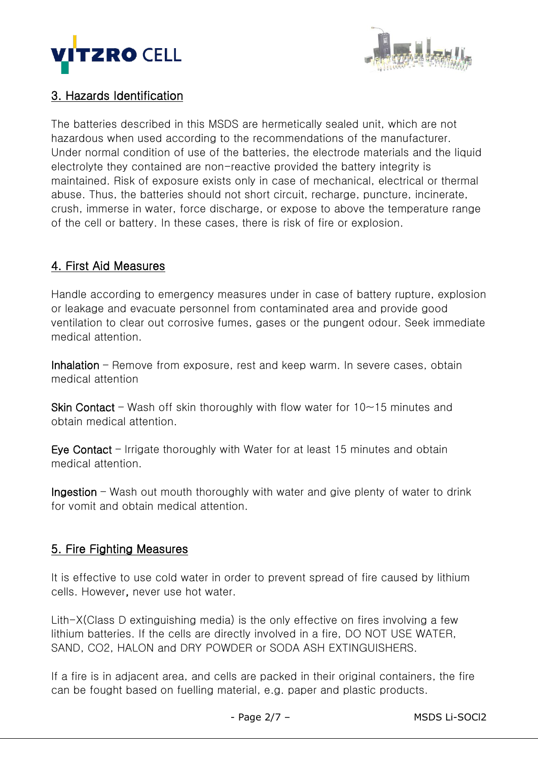## 3. Hazards Identification

The batteries described in this MSDS are hermetically sealed unit, which are not hazardous when used according to the recommendations of the manufacturer. Under normal condition of use of the batteries, the electrode materials and the liquid electrolyte they contained are non-reactive provided the battery integrity is maintained. Risk of exposure exists only in case of mechanical, electrical or thermal abuse. Thus, the batteries should not short circuit, recharge, puncture, incinerate, crush, immerse in water, force discharge, or expose to above the temperature range of the cell or battery. In these cases, there is risk of fire or explosion.

## 4. First Aid Measures

Handle according to emergency measures under in case of battery rupture, explosion or leakage and evacuate personnel from contaminated area and provide good ventilation to clear out corrosive fumes, gases or the pungent odour. Seek immediate medical attention.

**Inhalation** – Remove from exposure, rest and keep warm. In severe cases, obtain medical attention

**Skin Contact** – Wash off skin thoroughly with flow water for 10~15 minutes and obtain medical attention.

**Eye Contact** – Irrigate thoroughly with Water for at least 15 minutes and obtain medical attention.

**Ingestion** – Wash out mouth thoroughly with water and give plenty of water to drink for vomit and obtain medical attention.

## 5. Fire Fighting Measures

It is effective to use cold water in order to prevent spread of fire caused by lithium cells. However, never use hot water.

Lith-X(Class D extinguishing media) is the only effective on fires involving a few lithium batteries. If the cells are directly involved in a fire, DO NOT USE WATER, SAND, CO2, HALON and DRY POWDER or SODA ASH EXTINGUISHERS.

If a fire is in adjacent area, and cells are packed in their original containers, the fire can be fought based on fuelling material, e.g. paper and plastic products.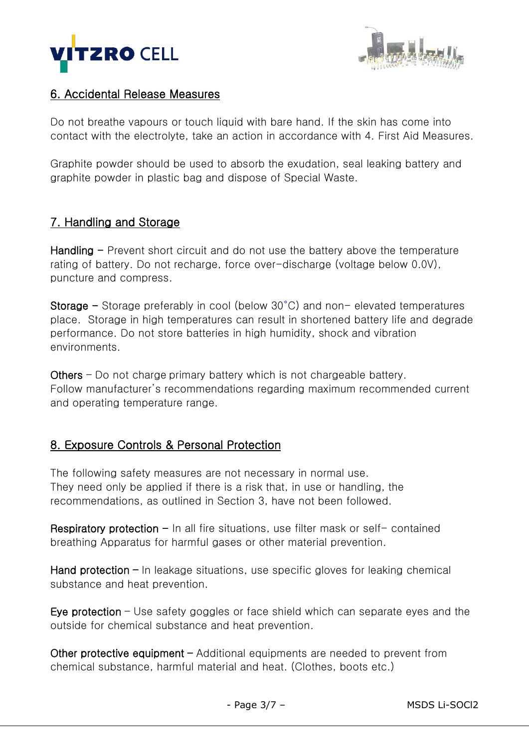## 6. Accidental Release Measures

Do not breathe vapours or touch liquid with bare hand. If the skin has come into contact with the electrolyte, take an action in accordance with 4. First Aid Measures.

Graphite powder should be used to absorb the exudation, seal leaking battery and graphite powder in plastic bag and dispose of Special Waste.

## 7. Handling and Storage

**Handling** – Prevent short circuit and do not use the battery above the temperature rating of battery. Do not recharge, force over-discharge (voltage below 0.0V), puncture and compress.

**Storage** – Storage preferably in cool (below 30°C) and non- elevated temperatures place. Storage in high temperatures can result in shortened battery life and degrade performance. Do not store batteries in high humidity, shock and vibration environments.

**Others** – Do not charge primary battery which is not chargeable battery.
Follow manufacturer's recommendations regarding maximum recommended current and operating temperature range.

## 8. Exposure Controls & Personal Protection

The following safety measures are not necessary in normal use.
They need only be applied if there is a risk that, in use or handling, the recommendations, as outlined in Section 3, have not been followed.

**Respiratory protection** – In all fire situations, use filter mask or self- contained breathing Apparatus for harmful gases or other material prevention.

**Hand protection** – In leakage situations, use specific gloves for leaking chemical substance and heat prevention.

**Eye protection** – Use safety goggles or face shield which can separate eyes and the outside for chemical substance and heat prevention.

**Other protective equipment** – Additional equipments are needed to prevent from chemical substance, harmful material and heat. (Clothes, boots etc.)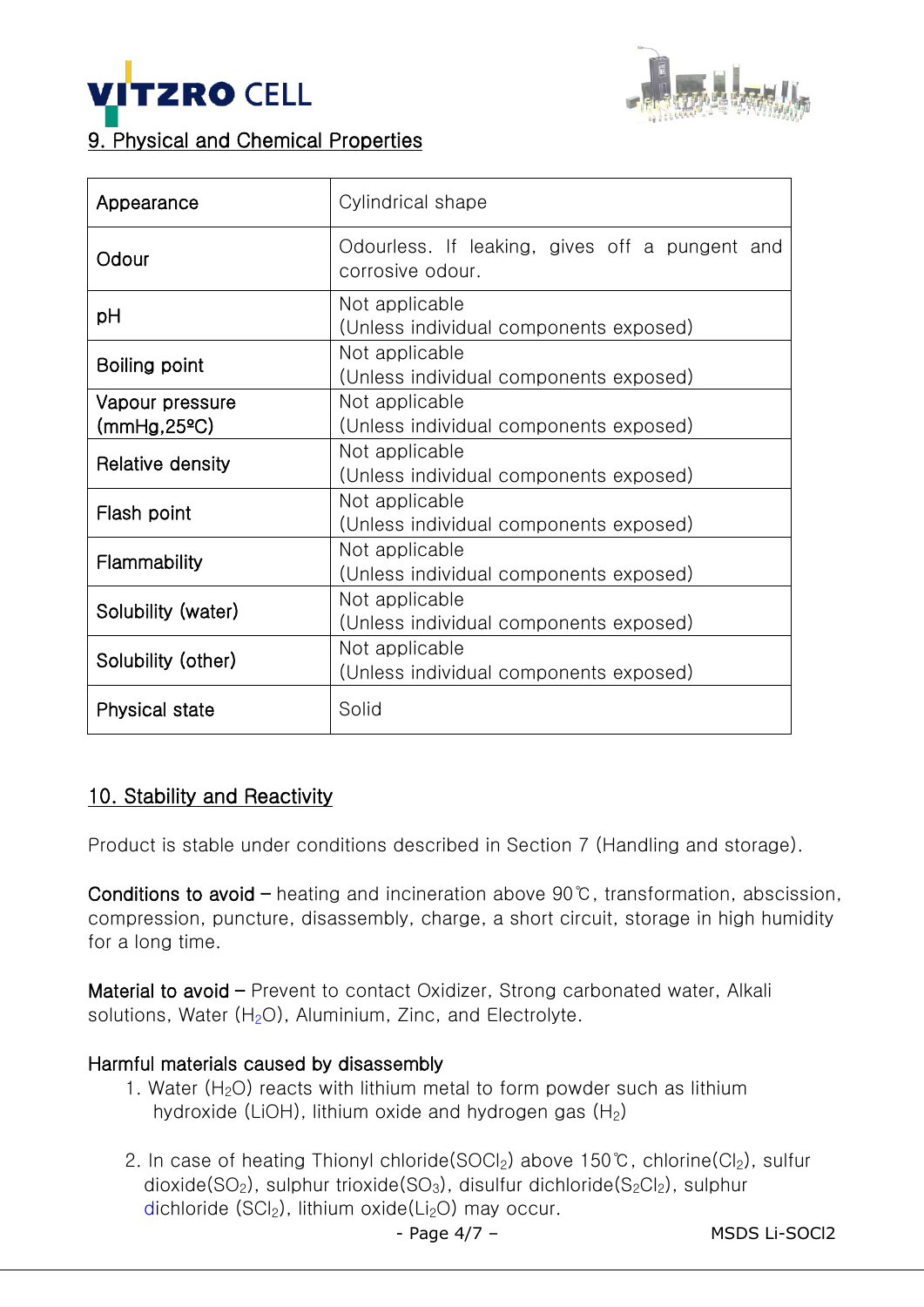## 9. Physical and Chemical Properties

| Appearance | Cylindrical shape |
|---|---|
| Odour | Odourless. If leaking, gives off a pungent and corrosive odour. |
| pH | Not applicable (Unless individual components exposed) |
| Boiling point | Not applicable (Unless individual components exposed) |
| Vapour pressure (mmHg,25ºC) | Not applicable (Unless individual components exposed) |
| Relative density | Not applicable (Unless individual components exposed) |
| Flash point | Not applicable (Unless individual components exposed) |
| Flammability | Not applicable (Unless individual components exposed) |
| Solubility (water) | Not applicable (Unless individual components exposed) |
| Solubility (other) | Not applicable (Unless individual components exposed) |
| Physical state | Solid |

## 10. Stability and Reactivity

Product is stable under conditions described in Section 7 (Handling and storage).

**Conditions to avoid –** heating and incineration above 90℃, transformation, abscission, compression, puncture, disassembly, charge, a short circuit, storage in high humidity for a long time.

**Material to avoid –** Prevent to contact Oxidizer, Strong carbonated water, Alkali solutions, Water ($H_2O$), Aluminium, Zinc, and Electrolyte.

**Harmful materials caused by disassembly**

1. Water ($H_2O$) reacts with lithium metal to form powder such as lithium hydroxide (LiOH), lithium oxide and hydrogen gas ($H_2$)

2. In case of heating Thionyl chloride($SOCl_2$) above 150℃, chlorine($Cl_2$), sulfur dioxide($SO_2$), sulphur trioxide($SO_3$), disulfur dichloride($S_2Cl_2$), sulphur dichloride ($SCl_2$), lithium oxide($Li_2O$) may occur.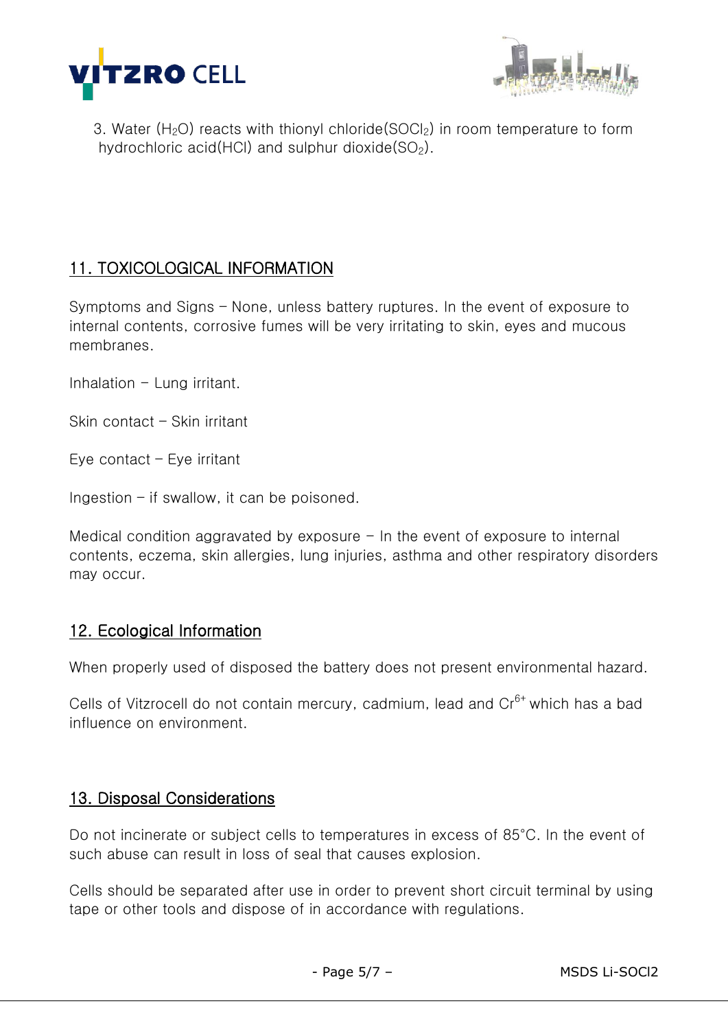3. Water ($H_2O$) reacts with thionyl chloride($SOCl_2$) in room temperature to form hydrochloric acid(HCl) and sulphur dioxide($SO_2$).

## 11. TOXICOLOGICAL INFORMATION

Symptoms and Signs – None, unless battery ruptures. In the event of exposure to internal contents, corrosive fumes will be very irritating to skin, eyes and mucous membranes.

Inhalation – Lung irritant.

Skin contact – Skin irritant

Eye contact – Eye irritant

Ingestion – if swallow, it can be poisoned.

Medical condition aggravated by exposure – In the event of exposure to internal contents, eczema, skin allergies, lung injuries, asthma and other respiratory disorders may occur.

## 12. Ecological Information

When properly used of disposed the battery does not present environmental hazard.

Cells of Vitzrocell do not contain mercury, cadmium, lead and $Cr^{6+}$ which has a bad influence on environment.

## 13. Disposal Considerations

Do not incinerate or subject cells to temperatures in excess of 85°C. In the event of such abuse can result in loss of seal that causes explosion.

Cells should be separated after use in order to prevent short circuit terminal by using tape or other tools and dispose of in accordance with regulations.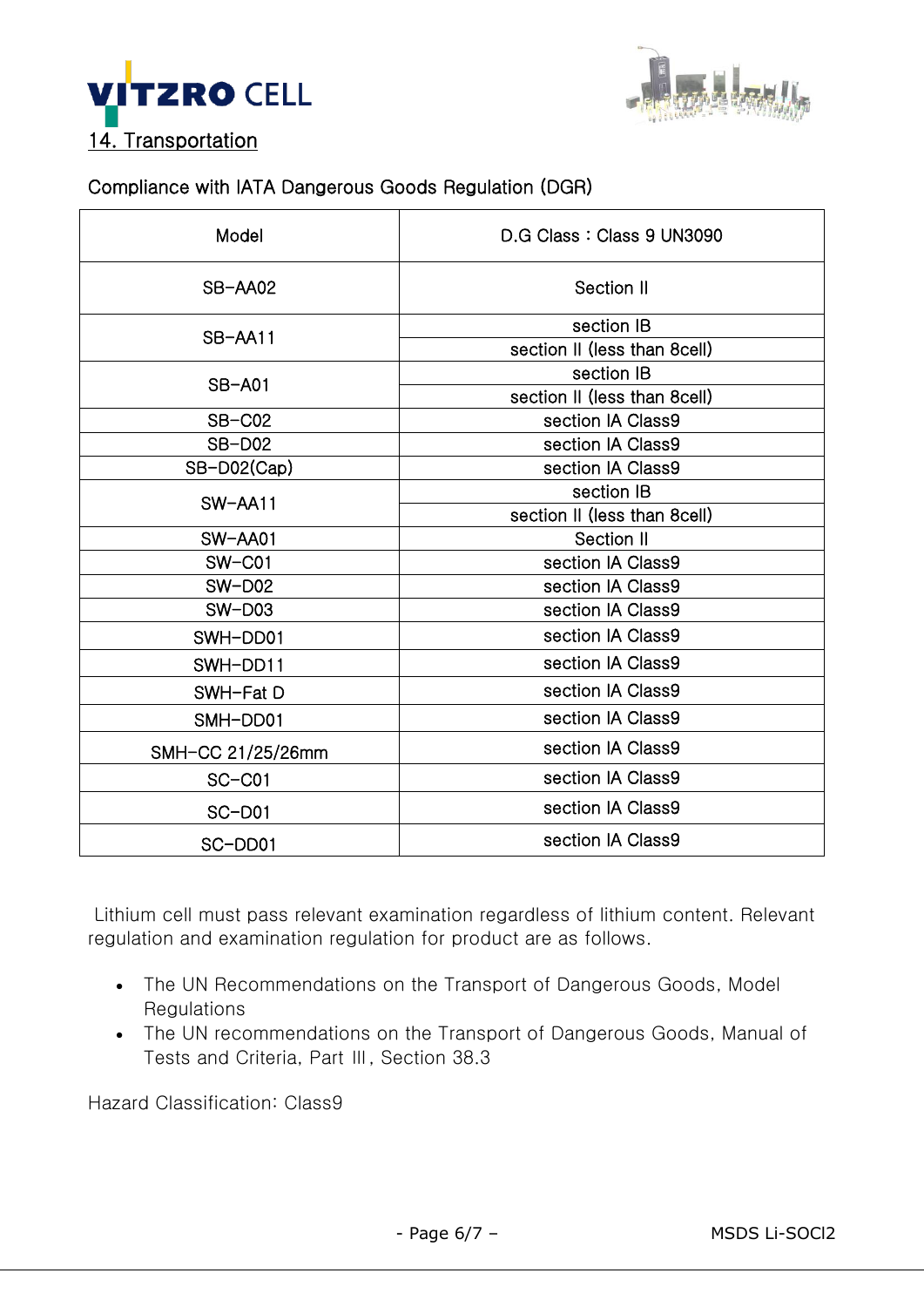## 14. Transportation

Compliance with IATA Dangerous Goods Regulation (DGR)

| Model | D.G Class : Class 9 UN3090 |
|---|---|
| SB-AA02 | Section II |
| SB-AA11 | section IB |
| | section II (less than 8cell) |
| SB-A01 | section IB |
| | section II (less than 8cell) |
| SB-C02 | section IA Class9 |
| SB-D02 | section IA Class9 |
| SB-D02(Cap) | section IA Class9 |
| SW-AA11 | section IB |
| | section II (less than 8cell) |
| SW-AA01 | Section II |
| SW-C01 | section IA Class9 |
| SW-D02 | section IA Class9 |
| SW-D03 | section IA Class9 |
| SWH-DD01 | section IA Class9 |
| SWH-DD11 | section IA Class9 |
| SWH-Fat D | section IA Class9 |
| SMH-DD01 | section IA Class9 |
| SMH-CC 21/25/26mm | section IA Class9 |
| SC-C01 | section IA Class9 |
| SC-D01 | section IA Class9 |
| SC-DD01 | section IA Class9 |

Lithium cell must pass relevant examination regardless of lithium content. Relevant regulation and examination regulation for product are as follows.

- The UN Recommendations on the Transport of Dangerous Goods, Model Regulations
- The UN recommendations on the Transport of Dangerous Goods, Manual of Tests and Criteria, Part Ⅲ, Section 38.3

Hazard Classification: Class9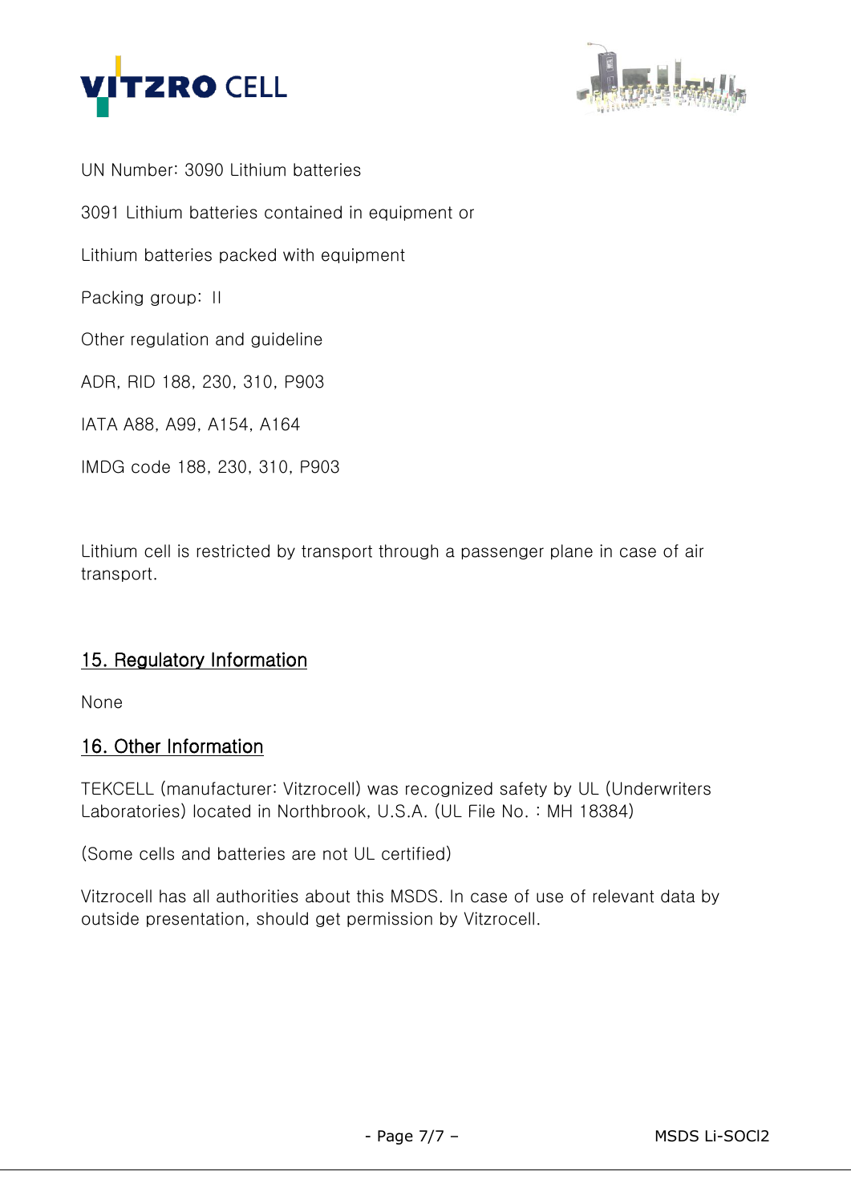UN Number: 3090 Lithium batteries

3091 Lithium batteries contained in equipment or

Lithium batteries packed with equipment

Packing group: II

Other regulation and guideline

ADR, RID 188, 230, 310, P903

IATA A88, A99, A154, A164

IMDG code 188, 230, 310, P903

Lithium cell is restricted by transport through a passenger plane in case of air transport.

## 15. Regulatory Information

None

## 16. Other Information

TEKCELL (manufacturer: Vitzrocell) was recognized safety by UL (Underwriters Laboratories) located in Northbrook, U.S.A. (UL File No. : MH 18384)

(Some cells and batteries are not UL certified)

Vitzrocell has all authorities about this MSDS. In case of use of relevant data by outside presentation, should get permission by Vitzrocell.